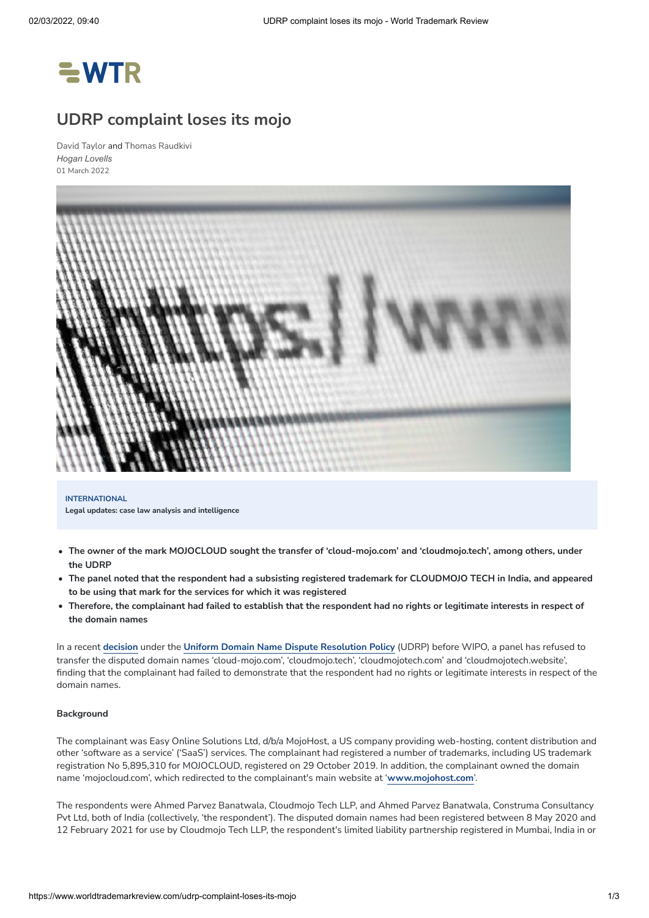# UDRP complaint loses its mojo

David Taylor and Thomas Raudkivi
*Hogan Lovells*
01 March 2022

**INTERNATIONAL**
**Legal updates: case law analysis and intelligence**

- **The owner of the mark MOJOCLOUD sought the transfer of 'cloud-mojo.com' and 'cloudmojo.tech', among others, under the UDRP**
- **The panel noted that the respondent had a subsisting registered trademark for CLOUDMOJO TECH in India, and appeared to be using that mark for the services for which it was registered**
- **Therefore, the complainant had failed to establish that the respondent had no rights or legitimate interests in respect of the domain names**

In a recent **decision** under the **Uniform Domain Name Dispute Resolution Policy** (UDRP) before WIPO, a panel has refused to transfer the disputed domain names 'cloud-mojo.com', 'cloudmojo.tech', 'cloudmojotech.com' and 'cloudmojotech.website', finding that the complainant had failed to demonstrate that the respondent had no rights or legitimate interests in respect of the domain names.

**Background**

The complainant was Easy Online Solutions Ltd, d/b/a MojoHost, a US company providing web-hosting, content distribution and other 'software as a service' ('SaaS') services. The complainant had registered a number of trademarks, including US trademark registration No 5,895,310 for MOJOCLOUD, registered on 29 October 2019. In addition, the complainant owned the domain name 'mojocloud.com', which redirected to the complainant's main website at '**www.mojohost.com**'.

The respondents were Ahmed Parvez Banatwala, Cloudmojo Tech LLP, and Ahmed Parvez Banatwala, Construma Consultancy Pvt Ltd, both of India (collectively, 'the respondent'). The disputed domain names had been registered between 8 May 2020 and 12 February 2021 for use by Cloudmojo Tech LLP, the respondent's limited liability partnership registered in Mumbai, India in or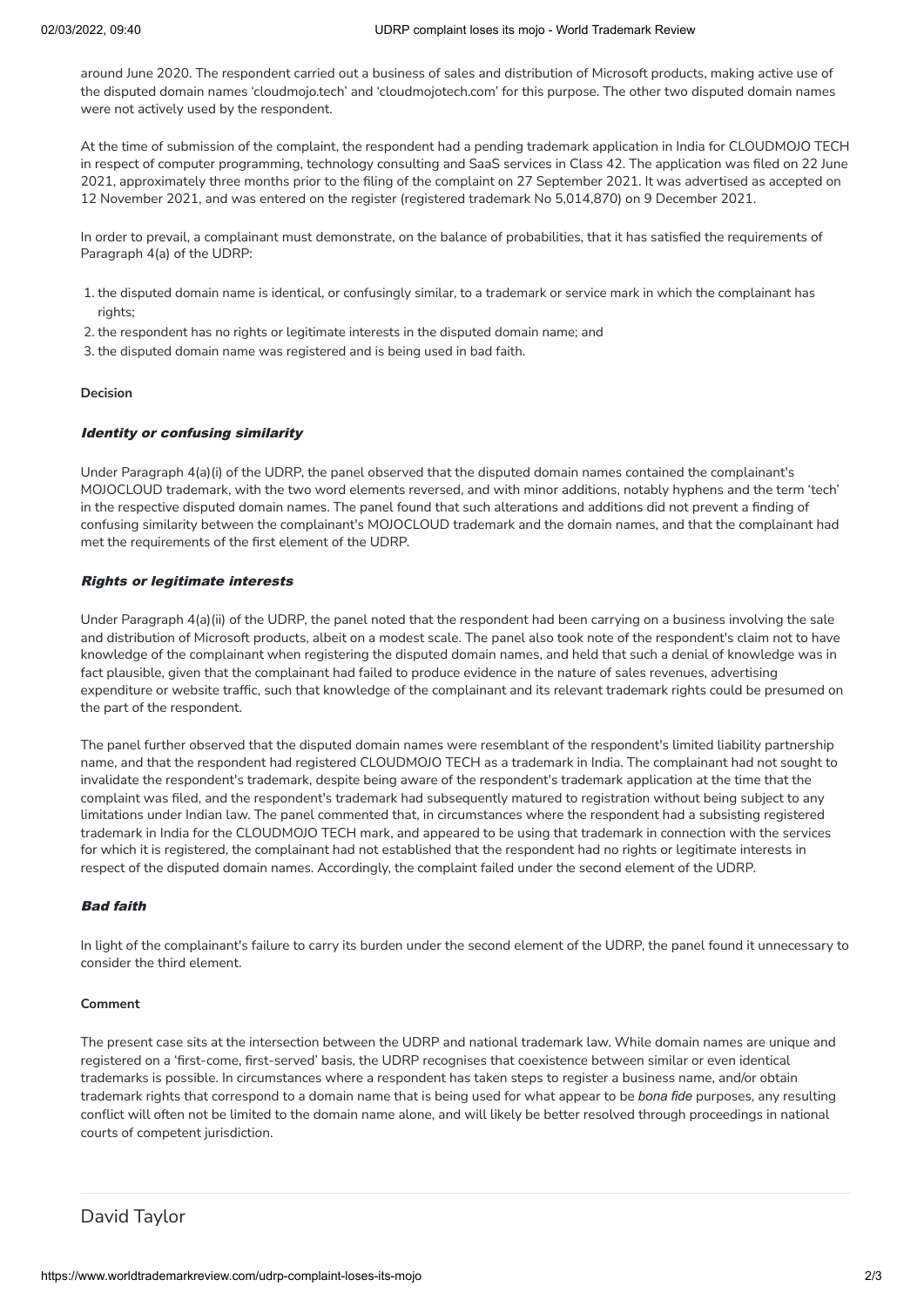around June 2020. The respondent carried out a business of sales and distribution of Microsoft products, making active use of the disputed domain names 'cloudmojo.tech' and 'cloudmojotech.com' for this purpose. The other two disputed domain names were not actively used by the respondent.

At the time of submission of the complaint, the respondent had a pending trademark application in India for CLOUDMOJO TECH in respect of computer programming, technology consulting and SaaS services in Class 42. The application was filed on 22 June 2021, approximately three months prior to the filing of the complaint on 27 September 2021. It was advertised as accepted on 12 November 2021, and was entered on the register (registered trademark No 5,014,870) on 9 December 2021.

In order to prevail, a complainant must demonstrate, on the balance of probabilities, that it has satisfied the requirements of Paragraph 4(a) of the UDRP:

1. the disputed domain name is identical, or confusingly similar, to a trademark or service mark in which the complainant has rights;
2. the respondent has no rights or legitimate interests in the disputed domain name; and
3. the disputed domain name was registered and is being used in bad faith.

**Decision**

### *Identity or confusing similarity*

Under Paragraph 4(a)(i) of the UDRP, the panel observed that the disputed domain names contained the complainant's MOJOCLOUD trademark, with the two word elements reversed, and with minor additions, notably hyphens and the term 'tech' in the respective disputed domain names. The panel found that such alterations and additions did not prevent a finding of confusing similarity between the complainant's MOJOCLOUD trademark and the domain names, and that the complainant had met the requirements of the first element of the UDRP.

### *Rights or legitimate interests*

Under Paragraph 4(a)(ii) of the UDRP, the panel noted that the respondent had been carrying on a business involving the sale and distribution of Microsoft products, albeit on a modest scale. The panel also took note of the respondent's claim not to have knowledge of the complainant when registering the disputed domain names, and held that such a denial of knowledge was in fact plausible, given that the complainant had failed to produce evidence in the nature of sales revenues, advertising expenditure or website traffic, such that knowledge of the complainant and its relevant trademark rights could be presumed on the part of the respondent.

The panel further observed that the disputed domain names were resemblant of the respondent's limited liability partnership name, and that the respondent had registered CLOUDMOJO TECH as a trademark in India. The complainant had not sought to invalidate the respondent's trademark, despite being aware of the respondent's trademark application at the time that the complaint was filed, and the respondent's trademark had subsequently matured to registration without being subject to any limitations under Indian law. The panel commented that, in circumstances where the respondent had a subsisting registered trademark in India for the CLOUDMOJO TECH mark, and appeared to be using that trademark in connection with the services for which it is registered, the complainant had not established that the respondent had no rights or legitimate interests in respect of the disputed domain names. Accordingly, the complaint failed under the second element of the UDRP.

### *Bad faith*

In light of the complainant's failure to carry its burden under the second element of the UDRP, the panel found it unnecessary to consider the third element.

**Comment**

The present case sits at the intersection between the UDRP and national trademark law. While domain names are unique and registered on a 'first-come, first-served' basis, the UDRP recognises that coexistence between similar or even identical trademarks is possible. In circumstances where a respondent has taken steps to register a business name, and/or obtain trademark rights that correspond to a domain name that is being used for what appear to be *bona fide* purposes, any resulting conflict will often not be limited to the domain name alone, and will likely be better resolved through proceedings in national courts of competent jurisdiction.

David Taylor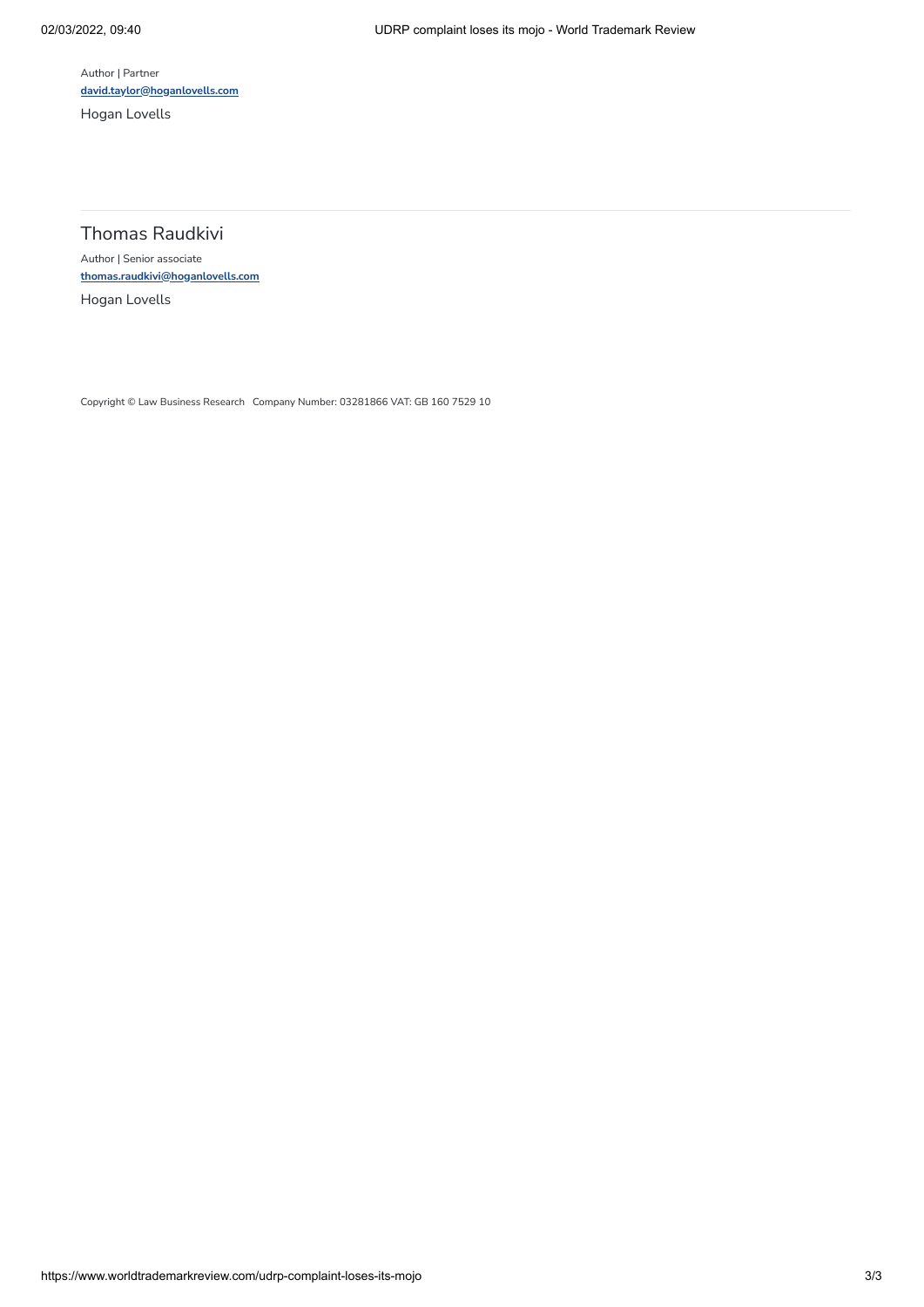Author | Partner
**david.taylor@hoganlovells.com**

Hogan Lovells

## Thomas Raudkivi

Author | Senior associate
**thomas.raudkivi@hoganlovells.com**

Hogan Lovells

Copyright © Law Business Research Company Number: 03281866 VAT: GB 160 7529 10